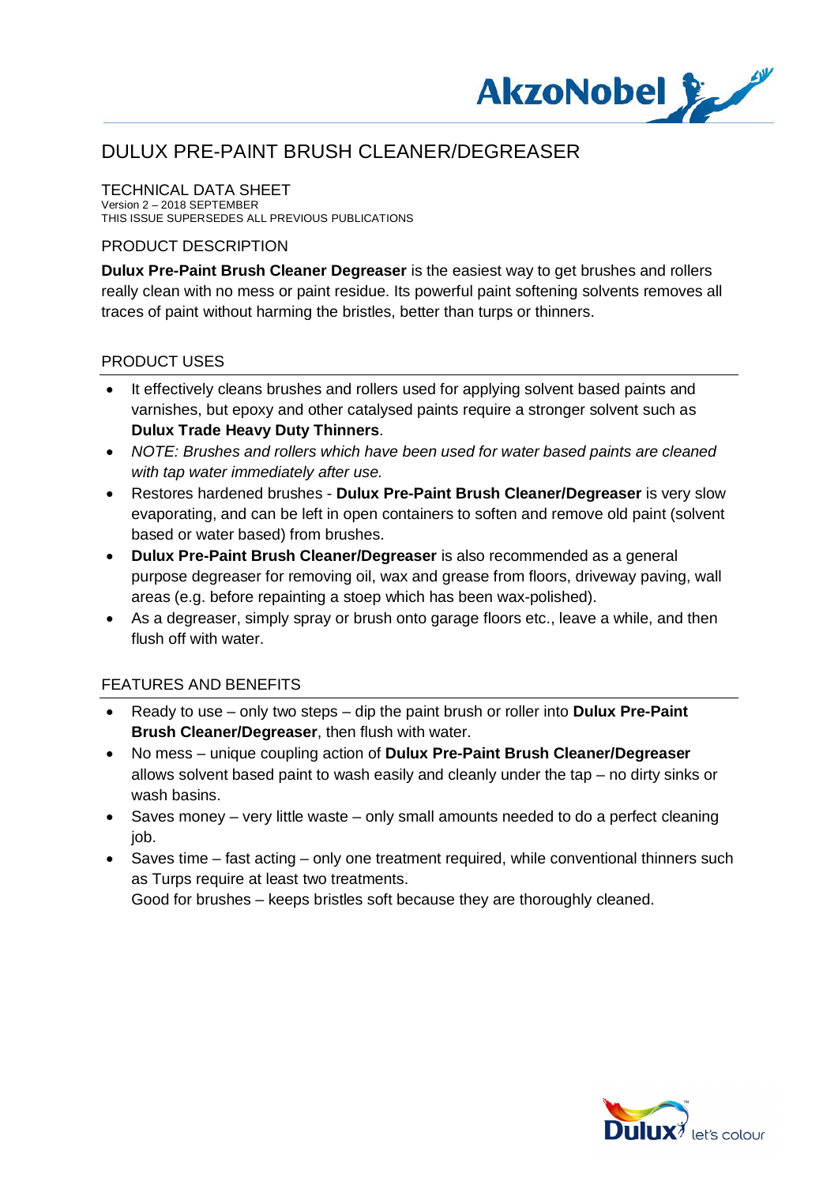# DULUX PRE-PAINT BRUSH CLEANER/DEGREASER

## TECHNICAL DATA SHEET

Version 2 – 2018 SEPTEMBER
THIS ISSUE SUPERSEDES ALL PREVIOUS PUBLICATIONS

## PRODUCT DESCRIPTION

**Dulux Pre-Paint Brush Cleaner Degreaser** is the easiest way to get brushes and rollers really clean with no mess or paint residue. Its powerful paint softening solvents removes all traces of paint without harming the bristles, better than turps or thinners.

## PRODUCT USES

- It effectively cleans brushes and rollers used for applying solvent based paints and varnishes, but epoxy and other catalysed paints require a stronger solvent such as **Dulux Trade Heavy Duty Thinners**.
- *NOTE: Brushes and rollers which have been used for water based paints are cleaned with tap water immediately after use.*
- Restores hardened brushes - **Dulux Pre-Paint Brush Cleaner/Degreaser** is very slow evaporating, and can be left in open containers to soften and remove old paint (solvent based or water based) from brushes.
- **Dulux Pre-Paint Brush Cleaner/Degreaser** is also recommended as a general purpose degreaser for removing oil, wax and grease from floors, driveway paving, wall areas (e.g. before repainting a stoep which has been wax-polished).
- As a degreaser, simply spray or brush onto garage floors etc., leave a while, and then flush off with water.

## FEATURES AND BENEFITS

- Ready to use – only two steps – dip the paint brush or roller into **Dulux Pre-Paint Brush Cleaner/Degreaser**, then flush with water.
- No mess – unique coupling action of **Dulux Pre-Paint Brush Cleaner/Degreaser** allows solvent based paint to wash easily and cleanly under the tap – no dirty sinks or wash basins.
- Saves money – very little waste – only small amounts needed to do a perfect cleaning job.
- Saves time – fast acting – only one treatment required, while conventional thinners such as Turps require at least two treatments.
  Good for brushes – keeps bristles soft because they are thoroughly cleaned.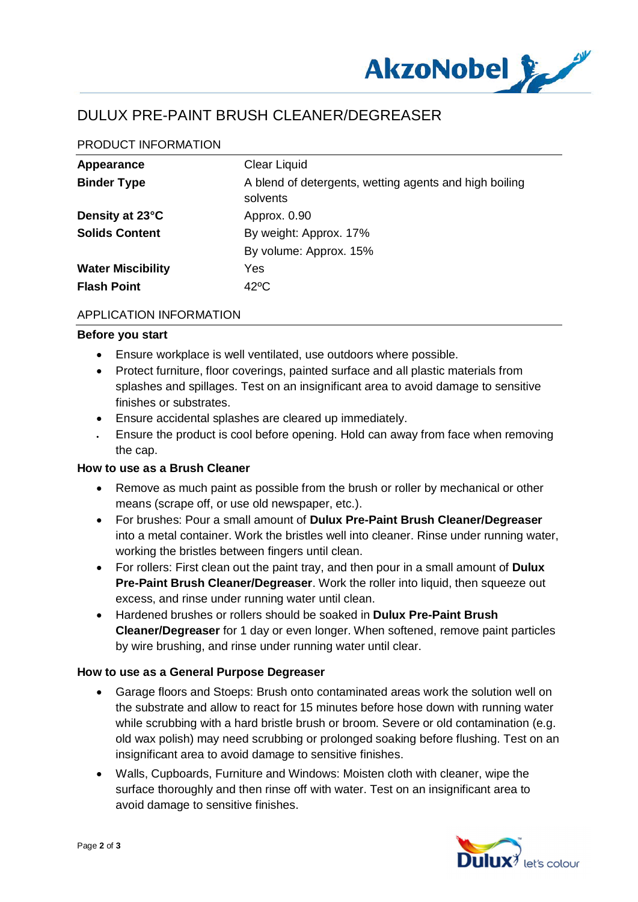# DULUX PRE-PAINT BRUSH CLEANER/DEGREASER

## PRODUCT INFORMATION

| | |
|---|---|
| **Appearance** | Clear Liquid |
| **Binder Type** | A blend of detergents, wetting agents and high boiling solvents |
| **Density at 23°C** | Approx. 0.90 |
| **Solids Content** | By weight: Approx. 17% |
| | By volume: Approx. 15% |
| **Water Miscibility** | Yes |
| **Flash Point** | 42ºC |

## APPLICATION INFORMATION

### Before you start

- Ensure workplace is well ventilated, use outdoors where possible.
- Protect furniture, floor coverings, painted surface and all plastic materials from splashes and spillages. Test on an insignificant area to avoid damage to sensitive finishes or substrates.
- Ensure accidental splashes are cleared up immediately.
- Ensure the product is cool before opening. Hold can away from face when removing the cap.

### How to use as a Brush Cleaner

- Remove as much paint as possible from the brush or roller by mechanical or other means (scrape off, or use old newspaper, etc.).
- For brushes: Pour a small amount of **Dulux Pre-Paint Brush Cleaner/Degreaser** into a metal container. Work the bristles well into cleaner. Rinse under running water, working the bristles between fingers until clean.
- For rollers: First clean out the paint tray, and then pour in a small amount of **Dulux Pre-Paint Brush Cleaner/Degreaser**. Work the roller into liquid, then squeeze out excess, and rinse under running water until clean.
- Hardened brushes or rollers should be soaked in **Dulux Pre-Paint Brush Cleaner/Degreaser** for 1 day or even longer. When softened, remove paint particles by wire brushing, and rinse under running water until clear.

### How to use as a General Purpose Degreaser

- Garage floors and Stoeps: Brush onto contaminated areas work the solution well on the substrate and allow to react for 15 minutes before hose down with running water while scrubbing with a hard bristle brush or broom. Severe or old contamination (e.g. old wax polish) may need scrubbing or prolonged soaking before flushing. Test on an insignificant area to avoid damage to sensitive finishes.
- Walls, Cupboards, Furniture and Windows: Moisten cloth with cleaner, wipe the surface thoroughly and then rinse off with water. Test on an insignificant area to avoid damage to sensitive finishes.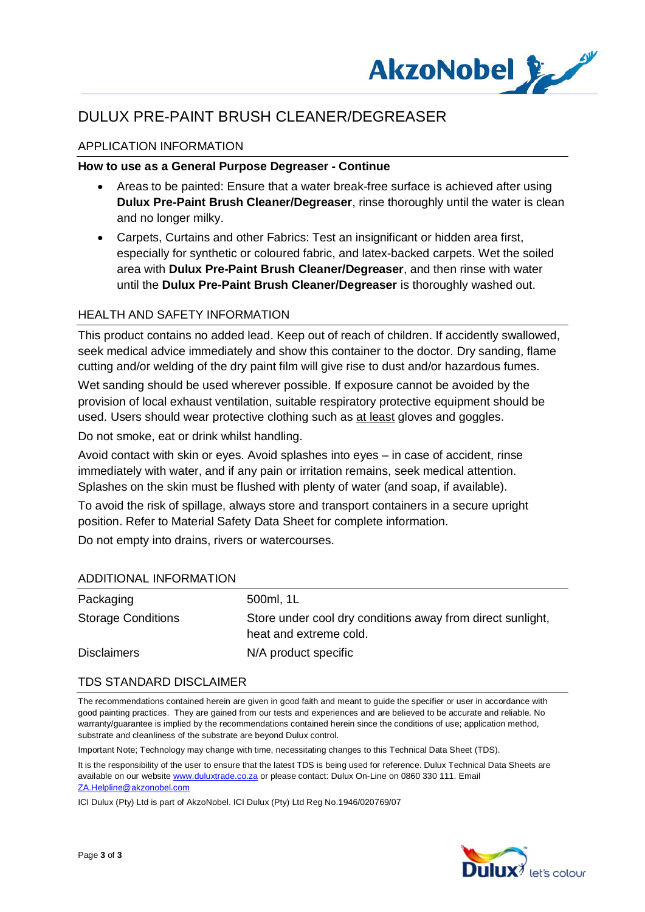# DULUX PRE-PAINT BRUSH CLEANER/DEGREASER

## APPLICATION INFORMATION

### How to use as a General Purpose Degreaser - Continue

- Areas to be painted: Ensure that a water break-free surface is achieved after using **Dulux Pre-Paint Brush Cleaner/Degreaser**, rinse thoroughly until the water is clean and no longer milky.
- Carpets, Curtains and other Fabrics: Test an insignificant or hidden area first, especially for synthetic or coloured fabric, and latex-backed carpets. Wet the soiled area with **Dulux Pre-Paint Brush Cleaner/Degreaser**, and then rinse with water until the **Dulux Pre-Paint Brush Cleaner/Degreaser** is thoroughly washed out.

## HEALTH AND SAFETY INFORMATION

This product contains no added lead. Keep out of reach of children. If accidently swallowed, seek medical advice immediately and show this container to the doctor. Dry sanding, flame cutting and/or welding of the dry paint film will give rise to dust and/or hazardous fumes.

Wet sanding should be used wherever possible. If exposure cannot be avoided by the provision of local exhaust ventilation, suitable respiratory protective equipment should be used. Users should wear protective clothing such as at least gloves and goggles.

Do not smoke, eat or drink whilst handling.

Avoid contact with skin or eyes. Avoid splashes into eyes – in case of accident, rinse immediately with water, and if any pain or irritation remains, seek medical attention. Splashes on the skin must be flushed with plenty of water (and soap, if available).

To avoid the risk of spillage, always store and transport containers in a secure upright position. Refer to Material Safety Data Sheet for complete information.

Do not empty into drains, rivers or watercourses.

## ADDITIONAL INFORMATION

| | |
|---|---|
| Packaging | 500ml, 1L |
| Storage Conditions | Store under cool dry conditions away from direct sunlight, heat and extreme cold. |
| Disclaimers | N/A product specific |

## TDS STANDARD DISCLAIMER

The recommendations contained herein are given in good faith and meant to guide the specifier or user in accordance with good painting practices. They are gained from our tests and experiences and are believed to be accurate and reliable. No warranty/guarantee is implied by the recommendations contained herein since the conditions of use; application method, substrate and cleanliness of the substrate are beyond Dulux control.

Important Note; Technology may change with time, necessitating changes to this Technical Data Sheet (TDS).

It is the responsibility of the user to ensure that the latest TDS is being used for reference. Dulux Technical Data Sheets are available on our website www.duluxtrade.co.za or please contact: Dulux On-Line on 0860 330 111. Email ZA.Helpline@akzonobel.com

ICI Dulux (Pty) Ltd is part of AkzoNobel. ICI Dulux (Pty) Ltd Reg No.1946/020769/07